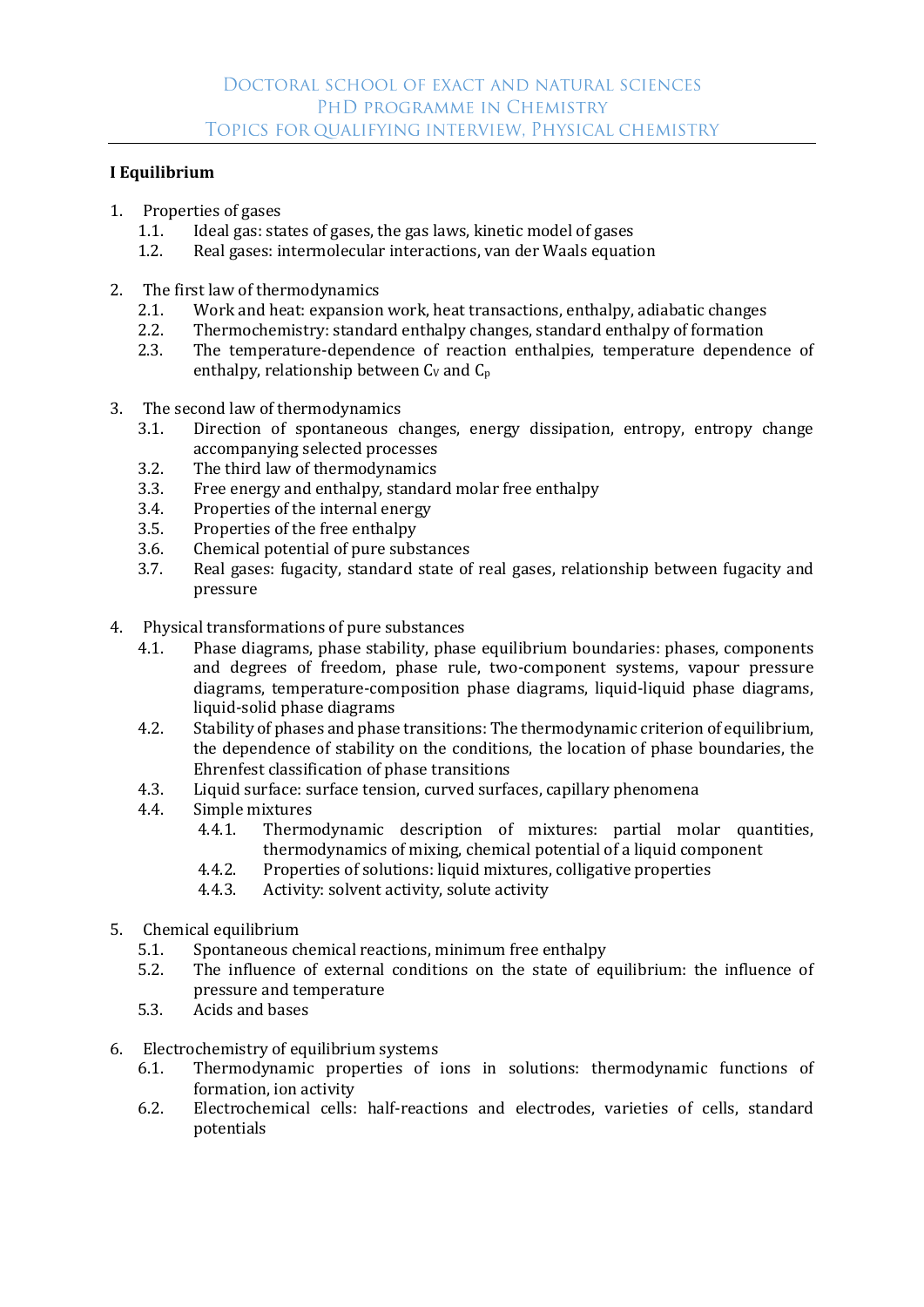# Doctoral school of exact and natural sciences
## PhD programme in Chemistry
## Topics for qualifying interview, Physical chemistry

**I Equilibrium**

1. Properties of gases
   - 1.1. Ideal gas: states of gases, the gas laws, kinetic model of gases
   - 1.2. Real gases: intermolecular interactions, van der Waals equation

2. The first law of thermodynamics
   - 2.1. Work and heat: expansion work, heat transactions, enthalpy, adiabatic changes
   - 2.2. Thermochemistry: standard enthalpy changes, standard enthalpy of formation
   - 2.3. The temperature-dependence of reaction enthalpies, temperature dependence of enthalpy, relationship between $C_V$ and $C_p$

3. The second law of thermodynamics
   - 3.1. Direction of spontaneous changes, energy dissipation, entropy, entropy change accompanying selected processes
   - 3.2. The third law of thermodynamics
   - 3.3. Free energy and enthalpy, standard molar free enthalpy
   - 3.4. Properties of the internal energy
   - 3.5. Properties of the free enthalpy
   - 3.6. Chemical potential of pure substances
   - 3.7. Real gases: fugacity, standard state of real gases, relationship between fugacity and pressure

4. Physical transformations of pure substances
   - 4.1. Phase diagrams, phase stability, phase equilibrium boundaries: phases, components and degrees of freedom, phase rule, two-component systems, vapour pressure diagrams, temperature-composition phase diagrams, liquid-liquid phase diagrams, liquid-solid phase diagrams
   - 4.2. Stability of phases and phase transitions: The thermodynamic criterion of equilibrium, the dependence of stability on the conditions, the location of phase boundaries, the Ehrenfest classification of phase transitions
   - 4.3. Liquid surface: surface tension, curved surfaces, capillary phenomena
   - 4.4. Simple mixtures
     - 4.4.1. Thermodynamic description of mixtures: partial molar quantities, thermodynamics of mixing, chemical potential of a liquid component
     - 4.4.2. Properties of solutions: liquid mixtures, colligative properties
     - 4.4.3. Activity: solvent activity, solute activity

5. Chemical equilibrium
   - 5.1. Spontaneous chemical reactions, minimum free enthalpy
   - 5.2. The influence of external conditions on the state of equilibrium: the influence of pressure and temperature
   - 5.3. Acids and bases

6. Electrochemistry of equilibrium systems
   - 6.1. Thermodynamic properties of ions in solutions: thermodynamic functions of formation, ion activity
   - 6.2. Electrochemical cells: half-reactions and electrodes, varieties of cells, standard potentials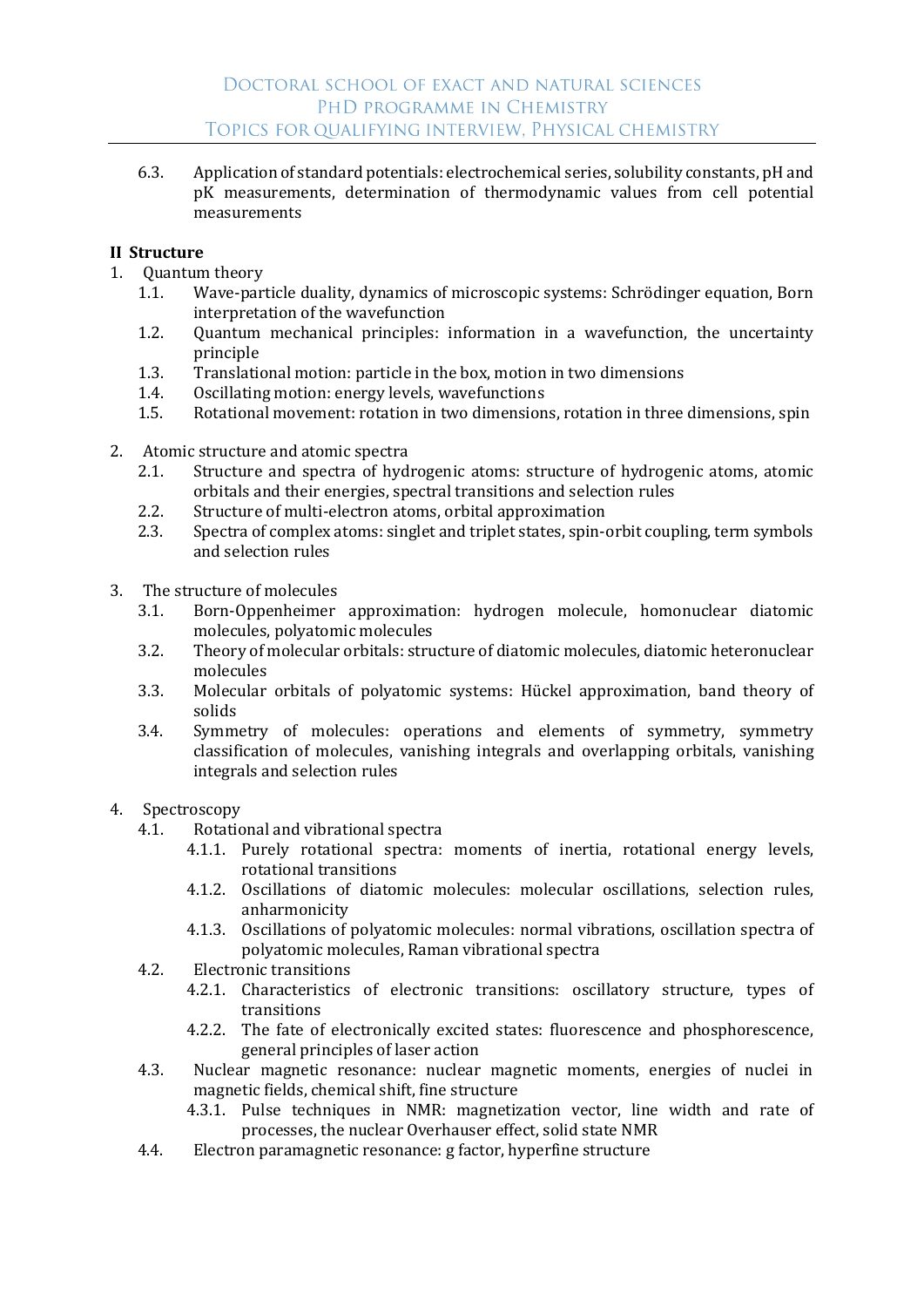6.3. Application of standard potentials: electrochemical series, solubility constants, pH and pK measurements, determination of thermodynamic values from cell potential measurements

**II Structure**

1. Quantum theory
    - 1.1. Wave-particle duality, dynamics of microscopic systems: Schrödinger equation, Born interpretation of the wavefunction
    - 1.2. Quantum mechanical principles: information in a wavefunction, the uncertainty principle
    - 1.3. Translational motion: particle in the box, motion in two dimensions
    - 1.4. Oscillating motion: energy levels, wavefunctions
    - 1.5. Rotational movement: rotation in two dimensions, rotation in three dimensions, spin

2. Atomic structure and atomic spectra
    - 2.1. Structure and spectra of hydrogenic atoms: structure of hydrogenic atoms, atomic orbitals and their energies, spectral transitions and selection rules
    - 2.2. Structure of multi-electron atoms, orbital approximation
    - 2.3. Spectra of complex atoms: singlet and triplet states, spin-orbit coupling, term symbols and selection rules

3. The structure of molecules
    - 3.1. Born-Oppenheimer approximation: hydrogen molecule, homonuclear diatomic molecules, polyatomic molecules
    - 3.2. Theory of molecular orbitals: structure of diatomic molecules, diatomic heteronuclear molecules
    - 3.3. Molecular orbitals of polyatomic systems: Hückel approximation, band theory of solids
    - 3.4. Symmetry of molecules: operations and elements of symmetry, symmetry classification of molecules, vanishing integrals and overlapping orbitals, vanishing integrals and selection rules

4. Spectroscopy
    - 4.1. Rotational and vibrational spectra
        - 4.1.1. Purely rotational spectra: moments of inertia, rotational energy levels, rotational transitions
        - 4.1.2. Oscillations of diatomic molecules: molecular oscillations, selection rules, anharmonicity
        - 4.1.3. Oscillations of polyatomic molecules: normal vibrations, oscillation spectra of polyatomic molecules, Raman vibrational spectra
    - 4.2. Electronic transitions
        - 4.2.1. Characteristics of electronic transitions: oscillatory structure, types of transitions
        - 4.2.2. The fate of electronically excited states: fluorescence and phosphorescence, general principles of laser action
    - 4.3. Nuclear magnetic resonance: nuclear magnetic moments, energies of nuclei in magnetic fields, chemical shift, fine structure
        - 4.3.1. Pulse techniques in NMR: magnetization vector, line width and rate of processes, the nuclear Overhauser effect, solid state NMR
    - 4.4. Electron paramagnetic resonance: g factor, hyperfine structure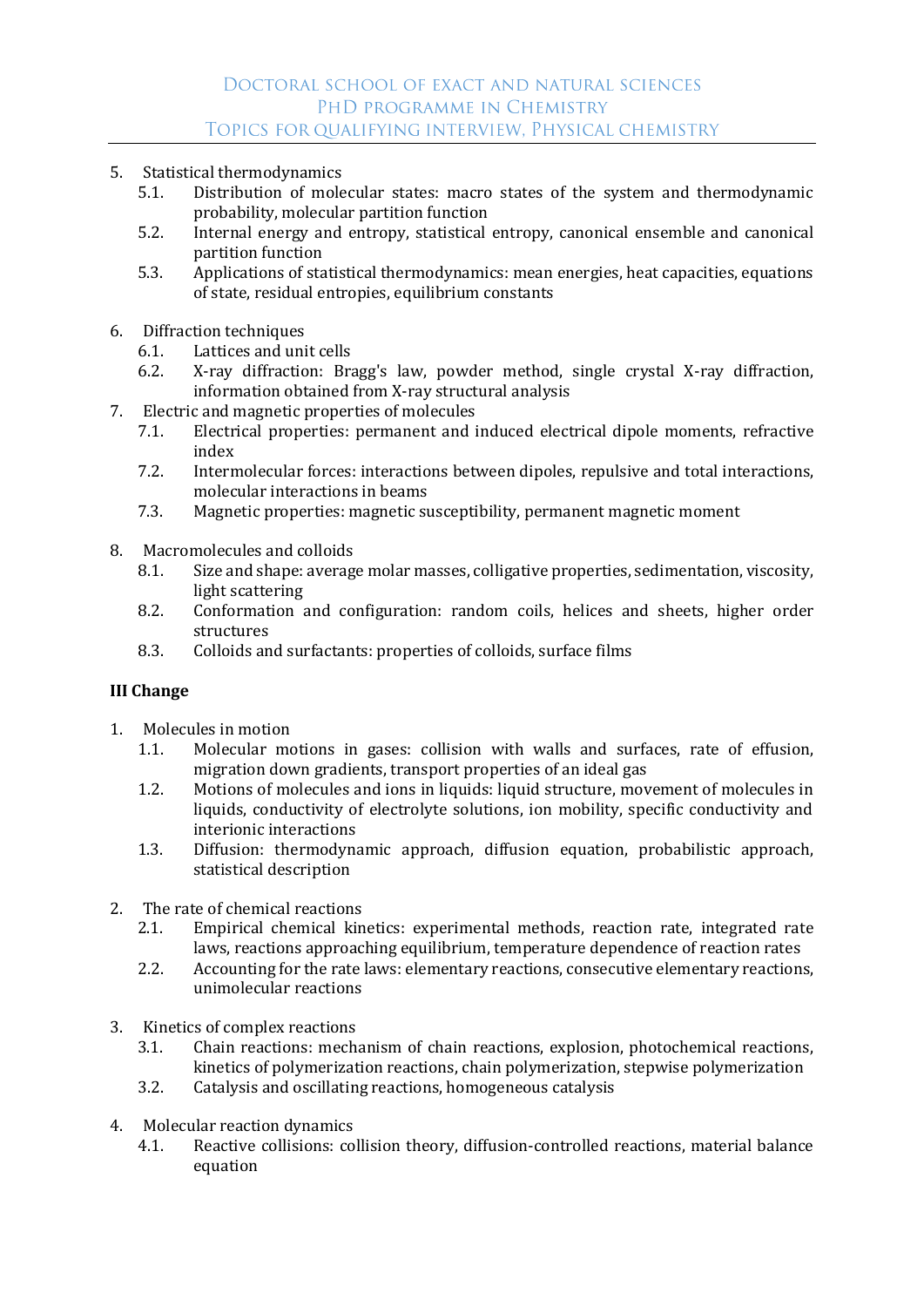5. Statistical thermodynamics
    5.1. Distribution of molecular states: macro states of the system and thermodynamic probability, molecular partition function
    5.2. Internal energy and entropy, statistical entropy, canonical ensemble and canonical partition function
    5.3. Applications of statistical thermodynamics: mean energies, heat capacities, equations of state, residual entropies, equilibrium constants

6. Diffraction techniques
    6.1. Lattices and unit cells
    6.2. X-ray diffraction: Bragg's law, powder method, single crystal X-ray diffraction, information obtained from X-ray structural analysis

7. Electric and magnetic properties of molecules
    7.1. Electrical properties: permanent and induced electrical dipole moments, refractive index
    7.2. Intermolecular forces: interactions between dipoles, repulsive and total interactions, molecular interactions in beams
    7.3. Magnetic properties: magnetic susceptibility, permanent magnetic moment

8. Macromolecules and colloids
    8.1. Size and shape: average molar masses, colligative properties, sedimentation, viscosity, light scattering
    8.2. Conformation and configuration: random coils, helices and sheets, higher order structures
    8.3. Colloids and surfactants: properties of colloids, surface films

**III Change**

1. Molecules in motion
    1.1. Molecular motions in gases: collision with walls and surfaces, rate of effusion, migration down gradients, transport properties of an ideal gas
    1.2. Motions of molecules and ions in liquids: liquid structure, movement of molecules in liquids, conductivity of electrolyte solutions, ion mobility, specific conductivity and interionic interactions
    1.3. Diffusion: thermodynamic approach, diffusion equation, probabilistic approach, statistical description

2. The rate of chemical reactions
    2.1. Empirical chemical kinetics: experimental methods, reaction rate, integrated rate laws, reactions approaching equilibrium, temperature dependence of reaction rates
    2.2. Accounting for the rate laws: elementary reactions, consecutive elementary reactions, unimolecular reactions

3. Kinetics of complex reactions
    3.1. Chain reactions: mechanism of chain reactions, explosion, photochemical reactions, kinetics of polymerization reactions, chain polymerization, stepwise polymerization
    3.2. Catalysis and oscillating reactions, homogeneous catalysis

4. Molecular reaction dynamics
    4.1. Reactive collisions: collision theory, diffusion-controlled reactions, material balance equation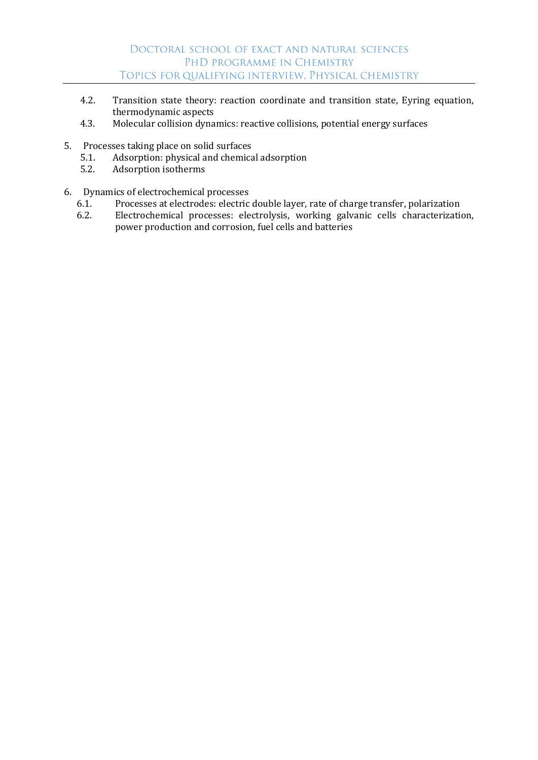4.2. Transition state theory: reaction coordinate and transition state, Eyring equation, thermodynamic aspects
4.3. Molecular collision dynamics: reactive collisions, potential energy surfaces

5. Processes taking place on solid surfaces
   5.1. Adsorption: physical and chemical adsorption
   5.2. Adsorption isotherms

6. Dynamics of electrochemical processes
   6.1. Processes at electrodes: electric double layer, rate of charge transfer, polarization
   6.2. Electrochemical processes: electrolysis, working galvanic cells characterization, power production and corrosion, fuel cells and batteries